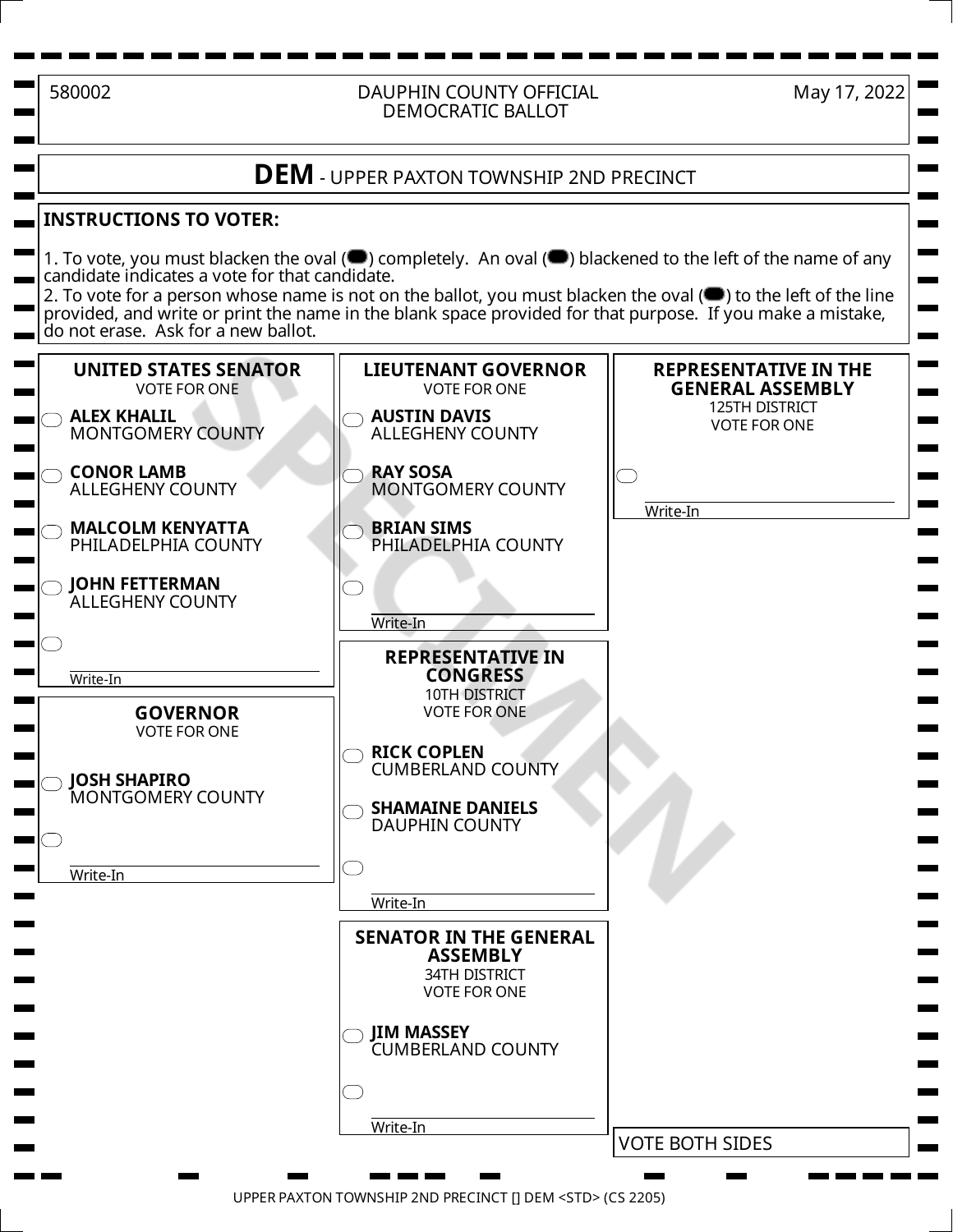580002

DAUPHIN COUNTY OFFICIAL
DEMOCRATIC BALLOT

May 17, 2022

# DEM - UPPER PAXTON TOWNSHIP 2ND PRECINCT

**INSTRUCTIONS TO VOTER:**

1. To vote, you must blacken the oval ( ) completely. An oval ( ) blackened to the left of the name of any candidate indicates a vote for that candidate.
2. To vote for a person whose name is not on the ballot, you must blacken the oval ( ) to the left of the line provided, and write or print the name in the blank space provided for that purpose. If you make a mistake, do not erase. Ask for a new ballot.

## UNITED STATES SENATOR
VOTE FOR ONE

- **ALEX KHALIL**
  MONTGOMERY COUNTY
- **CONOR LAMB**
  ALLEGHENY COUNTY
- **MALCOLM KENYATTA**
  PHILADELPHIA COUNTY
- **JOHN FETTERMAN**
  ALLEGHENY COUNTY
- Write-In

## GOVERNOR
VOTE FOR ONE

- **JOSH SHAPIRO**
  MONTGOMERY COUNTY
- Write-In

## LIEUTENANT GOVERNOR
VOTE FOR ONE

- **AUSTIN DAVIS**
  ALLEGHENY COUNTY
- **RAY SOSA**
  MONTGOMERY COUNTY
- **BRIAN SIMS**
  PHILADELPHIA COUNTY
- Write-In

## REPRESENTATIVE IN CONGRESS
10TH DISTRICT
VOTE FOR ONE

- **RICK COPLEN**
  CUMBERLAND COUNTY
- **SHAMAINE DANIELS**
  DAUPHIN COUNTY
- Write-In

## SENATOR IN THE GENERAL ASSEMBLY
34TH DISTRICT
VOTE FOR ONE

- **JIM MASSEY**
  CUMBERLAND COUNTY
- Write-In

## REPRESENTATIVE IN THE GENERAL ASSEMBLY
125TH DISTRICT
VOTE FOR ONE

- Write-In

VOTE BOTH SIDES

UPPER PAXTON TOWNSHIP 2ND PRECINCT [] DEM <STD> (CS 2205)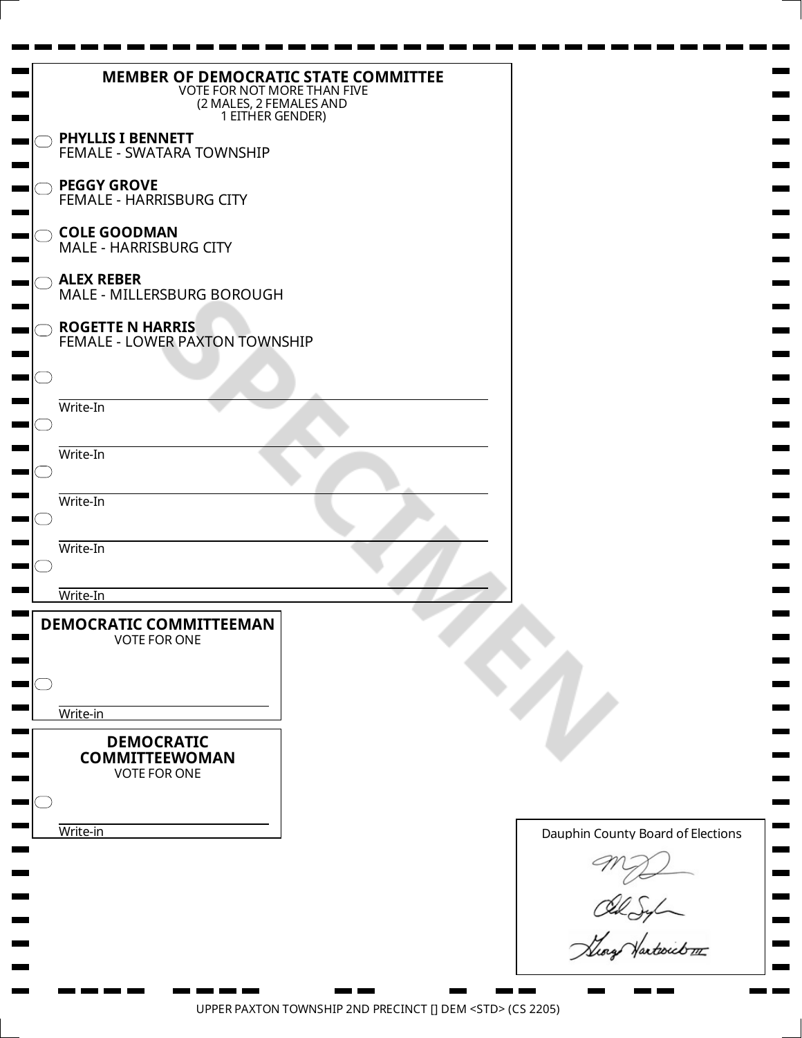## MEMBER OF DEMOCRATIC STATE COMMITTEE

VOTE FOR NOT MORE THAN FIVE
(2 MALES, 2 FEMALES AND
1 EITHER GENDER)

- **PHYLLIS I BENNETT**
  FEMALE - SWATARA TOWNSHIP
- **PEGGY GROVE**
  FEMALE - HARRISBURG CITY
- **COLE GOODMAN**
  MALE - HARRISBURG CITY
- **ALEX REBER**
  MALE - MILLERSBURG BOROUGH
- **ROGETTE N HARRIS**
  FEMALE - LOWER PAXTON TOWNSHIP
- Write-In
- Write-In
- Write-In
- Write-In
- Write-In

## DEMOCRATIC COMMITTEEMAN

VOTE FOR ONE

- Write-in

## DEMOCRATIC COMMITTEEWOMAN

VOTE FOR ONE

- Write-in

Dauphin County Board of Elections

SPECIMEN

UPPER PAXTON TOWNSHIP 2ND PRECINCT [] DEM <STD> (CS 2205)